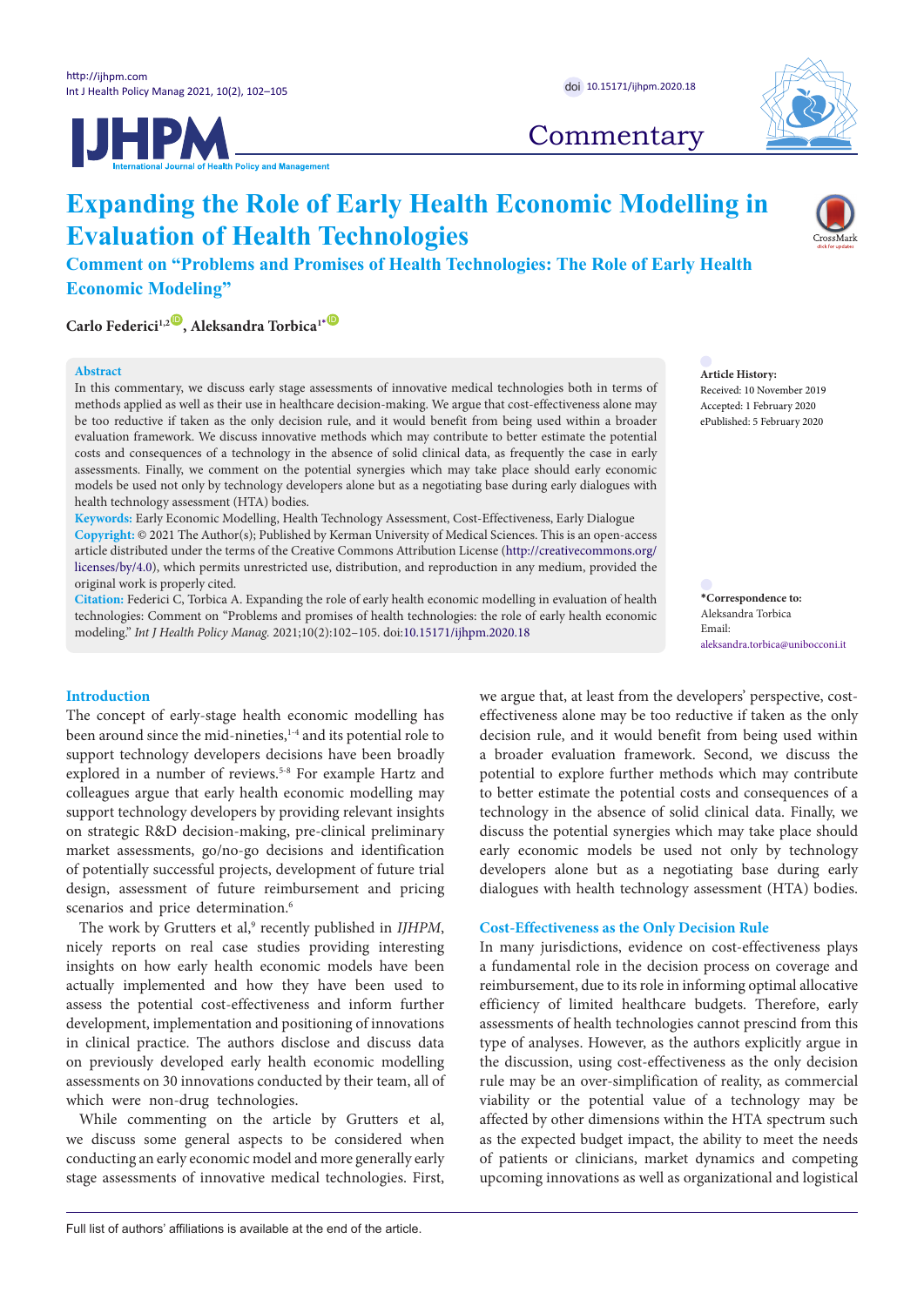Commentary

# Expanding the Role of Early Health Economic Modelling in Evaluation of Health Technologies

## Comment on "Problems and Promises of Health Technologies: The Role of Early Health Economic Modeling"

**Carlo Federici[1,2], Aleksandra Torbica[1*]**

**Abstract**

In this commentary, we discuss early stage assessments of innovative medical technologies both in terms of methods applied as well as their use in healthcare decision-making. We argue that cost-effectiveness alone may be too reductive if taken as the only decision rule, and it would benefit from being used within a broader evaluation framework. We discuss innovative methods which may contribute to better estimate the potential costs and consequences of a technology in the absence of solid clinical data, as frequently the case in early assessments. Finally, we comment on the potential synergies which may take place should early economic models be used not only by technology developers alone but as a negotiating base during early dialogues with health technology assessment (HTA) bodies.

**Keywords:** Early Economic Modelling, Health Technology Assessment, Cost-Effectiveness, Early Dialogue

**Copyright:** © 2021 The Author(s); Published by Kerman University of Medical Sciences. This is an open-access article distributed under the terms of the Creative Commons Attribution License (http://creativecommons.org/licenses/by/4.0), which permits unrestricted use, distribution, and reproduction in any medium, provided the original work is properly cited.

**Citation:** Federici C, Torbica A. Expanding the role of early health economic modelling in evaluation of health technologies: Comment on "Problems and promises of health technologies: the role of early health economic modeling." *Int J Health Policy Manag.* 2021;10(2):102–105. doi:10.15171/ijhpm.2020.18

**Article History:**
Received: 10 November 2019
Accepted: 1 February 2020
ePublished: 5 February 2020

**\*Correspondence to:**
Aleksandra Torbica
Email: aleksandra.torbica@unibocconi.it

## Introduction

The concept of early-stage health economic modelling has been around since the mid-nineties,[1-4] and its potential role to support technology developers decisions have been broadly explored in a number of reviews.[5-8] For example Hartz and colleagues argue that early health economic modelling may support technology developers by providing relevant insights on strategic R&D decision-making, pre-clinical preliminary market assessments, go/no-go decisions and identification of potentially successful projects, development of future trial design, assessment of future reimbursement and pricing scenarios and price determination.[6]

The work by Grutters et al,[9] recently published in *IJHPM*, nicely reports on real case studies providing interesting insights on how early health economic models have been actually implemented and how they have been used to assess the potential cost-effectiveness and inform further development, implementation and positioning of innovations in clinical practice. The authors disclose and discuss data on previously developed early health economic modelling assessments on 30 innovations conducted by their team, all of which were non-drug technologies.

While commenting on the article by Grutters et al, we discuss some general aspects to be considered when conducting an early economic model and more generally early stage assessments of innovative medical technologies. First, we argue that, at least from the developers' perspective, cost-effectiveness alone may be too reductive if taken as the only decision rule, and it would benefit from being used within a broader evaluation framework. Second, we discuss the potential to explore further methods which may contribute to better estimate the potential costs and consequences of a technology in the absence of solid clinical data. Finally, we discuss the potential synergies which may take place should early economic models be used not only by technology developers alone but as a negotiating base during early dialogues with health technology assessment (HTA) bodies.

## Cost-Effectiveness as the Only Decision Rule

In many jurisdictions, evidence on cost-effectiveness plays a fundamental role in the decision process on coverage and reimbursement, due to its role in informing optimal allocative efficiency of limited healthcare budgets. Therefore, early assessments of health technologies cannot prescind from this type of analyses. However, as the authors explicitly argue in the discussion, using cost-effectiveness as the only decision rule may be an over-simplification of reality, as commercial viability or the potential value of a technology may be affected by other dimensions within the HTA spectrum such as the expected budget impact, the ability to meet the needs of patients or clinicians, market dynamics and competing upcoming innovations as well as organizational and logistical

Full list of authors' affiliations is available at the end of the article.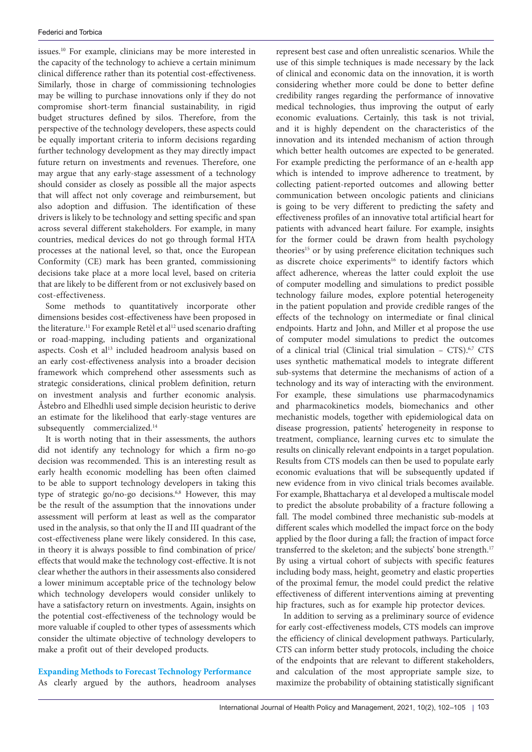issues.[10] For example, clinicians may be more interested in the capacity of the technology to achieve a certain minimum clinical difference rather than its potential cost-effectiveness. Similarly, those in charge of commissioning technologies may be willing to purchase innovations only if they do not compromise short-term financial sustainability, in rigid budget structures defined by silos. Therefore, from the perspective of the technology developers, these aspects could be equally important criteria to inform decisions regarding further technology development as they may directly impact future return on investments and revenues. Therefore, one may argue that any early-stage assessment of a technology should consider as closely as possible all the major aspects that will affect not only coverage and reimbursement, but also adoption and diffusion. The identification of these drivers is likely to be technology and setting specific and span across several different stakeholders. For example, in many countries, medical devices do not go through formal HTA processes at the national level, so that, once the European Conformity (CE) mark has been granted, commissioning decisions take place at a more local level, based on criteria that are likely to be different from or not exclusively based on cost-effectiveness.

Some methods to quantitatively incorporate other dimensions besides cost-effectiveness have been proposed in the literature.[11] For example Retèl et al[12] used scenario drafting or road-mapping, including patients and organizational aspects. Cosh et al[13] included headroom analysis based on an early cost-effectiveness analysis into a broader decision framework which comprehend other assessments such as strategic considerations, clinical problem definition, return on investment analysis and further economic analysis. Åstebro and Elhedhli used simple decision heuristic to derive an estimate for the likelihood that early-stage ventures are subsequently commercialized.[14]

It is worth noting that in their assessments, the authors did not identify any technology for which a firm no-go decision was recommended. This is an interesting result as early health economic modelling has been often claimed to be able to support technology developers in taking this type of strategic go/no-go decisions.[6,8] However, this may be the result of the assumption that the innovations under assessment will perform at least as well as the comparator used in the analysis, so that only the II and III quadrant of the cost-effectiveness plane were likely considered. In this case, in theory it is always possible to find combination of price/effects that would make the technology cost-effective. It is not clear whether the authors in their assessments also considered a lower minimum acceptable price of the technology below which technology developers would consider unlikely to have a satisfactory return on investments. Again, insights on the potential cost-effectiveness of the technology would be more valuable if coupled to other types of assessments which consider the ultimate objective of technology developers to make a profit out of their developed products.

## Expanding Methods to Forecast Technology Performance

As clearly argued by the authors, headroom analyses represent best case and often unrealistic scenarios. While the use of this simple techniques is made necessary by the lack of clinical and economic data on the innovation, it is worth considering whether more could be done to better define credibility ranges regarding the performance of innovative medical technologies, thus improving the output of early economic evaluations. Certainly, this task is not trivial, and it is highly dependent on the characteristics of the innovation and its intended mechanism of action through which better health outcomes are expected to be generated. For example predicting the performance of an e-health app which is intended to improve adherence to treatment, by collecting patient-reported outcomes and allowing better communication between oncologic patients and clinicians is going to be very different to predicting the safety and effectiveness profiles of an innovative total artificial heart for patients with advanced heart failure. For example, insights for the former could be drawn from health psychology theories[15] or by using preference elicitation techniques such as discrete choice experiments[16] to identify factors which affect adherence, whereas the latter could exploit the use of computer modelling and simulations to predict possible technology failure modes, explore potential heterogeneity in the patient population and provide credible ranges of the effects of the technology on intermediate or final clinical endpoints. Hartz and John, and Miller et al propose the use of computer model simulations to predict the outcomes of a clinical trial (Clinical trial simulation – CTS).[6,7] CTS uses synthetic mathematical models to integrate different sub-systems that determine the mechanisms of action of a technology and its way of interacting with the environment. For example, these simulations use pharmacodynamics and pharmacokinetics models, biomechanics and other mechanistic models, together with epidemiological data on disease progression, patients' heterogeneity in response to treatment, compliance, learning curves etc to simulate the results on clinically relevant endpoints in a target population. Results from CTS models can then be used to populate early economic evaluations that will be subsequently updated if new evidence from in vivo clinical trials becomes available. For example, Bhattacharya et al developed a multiscale model to predict the absolute probability of a fracture following a fall. The model combined three mechanistic sub-models at different scales which modelled the impact force on the body applied by the floor during a fall; the fraction of impact force transferred to the skeleton; and the subjects' bone strength.[17] By using a virtual cohort of subjects with specific features including body mass, height, geometry and elastic properties of the proximal femur, the model could predict the relative effectiveness of different interventions aiming at preventing hip fractures, such as for example hip protector devices.

In addition to serving as a preliminary source of evidence for early cost-effectiveness models, CTS models can improve the efficiency of clinical development pathways. Particularly, CTS can inform better study protocols, including the choice of the endpoints that are relevant to different stakeholders, and calculation of the most appropriate sample size, to maximize the probability of obtaining statistically significant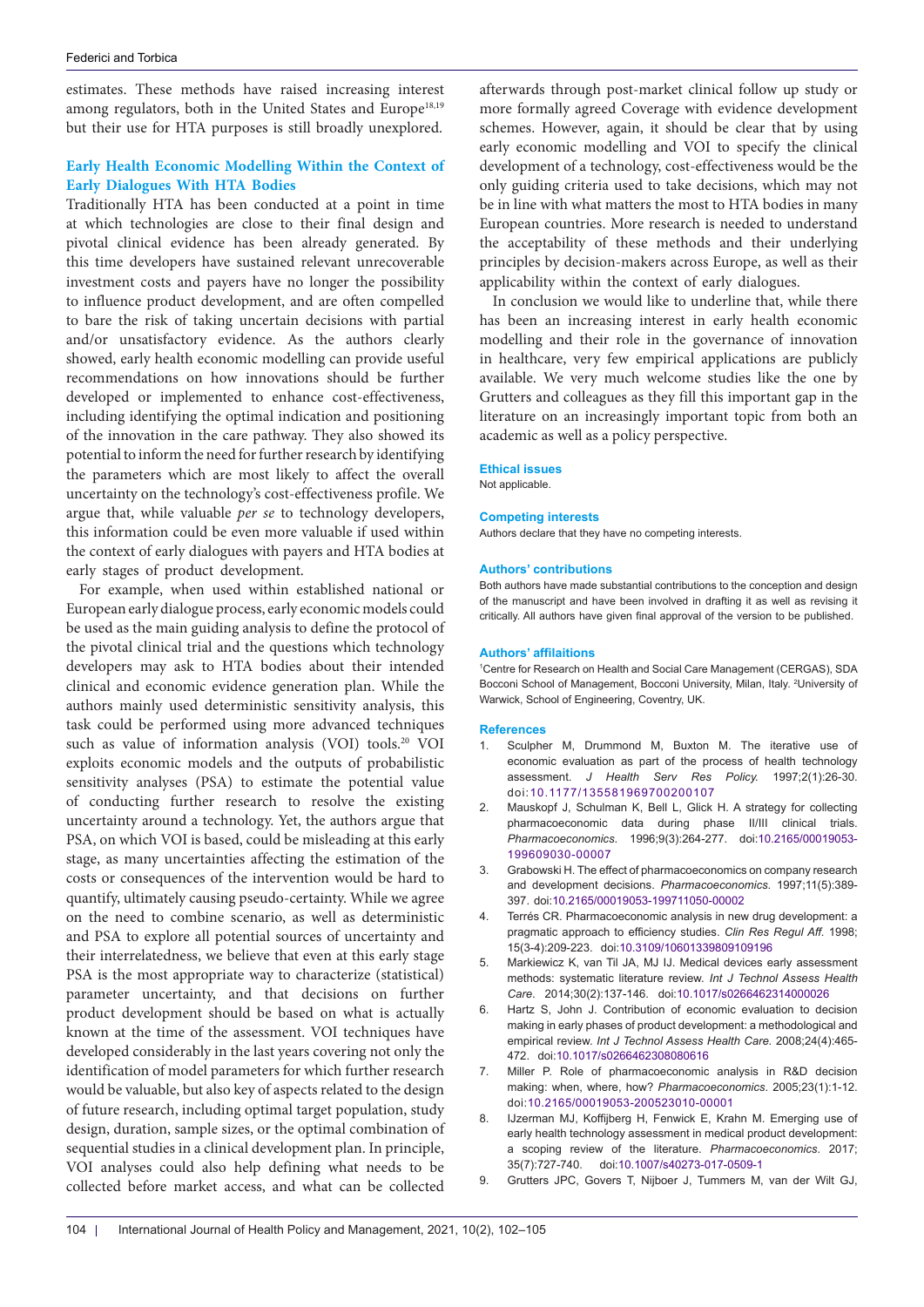estimates. These methods have raised increasing interest among regulators, both in the United States and Europe[18,19] but their use for HTA purposes is still broadly unexplored.

### Early Health Economic Modelling Within the Context of Early Dialogues With HTA Bodies

Traditionally HTA has been conducted at a point in time at which technologies are close to their final design and pivotal clinical evidence has been already generated. By this time developers have sustained relevant unrecoverable investment costs and payers have no longer the possibility to influence product development, and are often compelled to bare the risk of taking uncertain decisions with partial and/or unsatisfactory evidence. As the authors clearly showed, early health economic modelling can provide useful recommendations on how innovations should be further developed or implemented to enhance cost-effectiveness, including identifying the optimal indication and positioning of the innovation in the care pathway. They also showed its potential to inform the need for further research by identifying the parameters which are most likely to affect the overall uncertainty on the technology's cost-effectiveness profile. We argue that, while valuable *per se* to technology developers, this information could be even more valuable if used within the context of early dialogues with payers and HTA bodies at early stages of product development.

For example, when used within established national or European early dialogue process, early economic models could be used as the main guiding analysis to define the protocol of the pivotal clinical trial and the questions which technology developers may ask to HTA bodies about their intended clinical and economic evidence generation plan. While the authors mainly used deterministic sensitivity analysis, this task could be performed using more advanced techniques such as value of information analysis (VOI) tools.[20] VOI exploits economic models and the outputs of probabilistic sensitivity analyses (PSA) to estimate the potential value of conducting further research to resolve the existing uncertainty around a technology. Yet, the authors argue that PSA, on which VOI is based, could be misleading at this early stage, as many uncertainties affecting the estimation of the costs or consequences of the intervention would be hard to quantify, ultimately causing pseudo-certainty. While we agree on the need to combine scenario, as well as deterministic and PSA to explore all potential sources of uncertainty and their interrelatedness, we believe that even at this early stage PSA is the most appropriate way to characterize (statistical) parameter uncertainty, and that decisions on further product development should be based on what is actually known at the time of the assessment. VOI techniques have developed considerably in the last years covering not only the identification of model parameters for which further research would be valuable, but also key of aspects related to the design of future research, including optimal target population, study design, duration, sample sizes, or the optimal combination of sequential studies in a clinical development plan. In principle, VOI analyses could also help defining what needs to be collected before market access, and what can be collected afterwards through post-market clinical follow up study or more formally agreed Coverage with evidence development schemes. However, again, it should be clear that by using early economic modelling and VOI to specify the clinical development of a technology, cost-effectiveness would be the only guiding criteria used to take decisions, which may not be in line with what matters the most to HTA bodies in many European countries. More research is needed to understand the acceptability of these methods and their underlying principles by decision-makers across Europe, as well as their applicability within the context of early dialogues.

In conclusion we would like to underline that, while there has been an increasing interest in early health economic modelling and their role in the governance of innovation in healthcare, very few empirical applications are publicly available. We very much welcome studies like the one by Grutters and colleagues as they fill this important gap in the literature on an increasingly important topic from both an academic as well as a policy perspective.

#### Ethical issues

Not applicable.

#### Competing interests

Authors declare that they have no competing interests.

#### Authors' contributions

Both authors have made substantial contributions to the conception and design of the manuscript and have been involved in drafting it as well as revising it critically. All authors have given final approval of the version to be published.

#### Authors' affilaitions

[1]Centre for Research on Health and Social Care Management (CERGAS), SDA Bocconi School of Management, Bocconi University, Milan, Italy. [2]University of Warwick, School of Engineering, Coventry, UK.

#### References

1. Sculpher M, Drummond M, Buxton M. The iterative use of economic evaluation as part of the process of health technology assessment. *J Health Serv Res Policy.* 1997;2(1):26-30. doi:10.1177/135581969700200107
2. Mauskopf J, Schulman K, Bell L, Glick H. A strategy for collecting pharmacoeconomic data during phase II/III clinical trials. *Pharmacoeconomics.* 1996;9(3):264-277. doi:10.2165/00019053-199609030-00007
3. Grabowski H. The effect of pharmacoeconomics on company research and development decisions. *Pharmacoeconomics.* 1997;11(5):389-397. doi:10.2165/00019053-199711050-00002
4. Terrés CR. Pharmacoeconomic analysis in new drug development: a pragmatic approach to efficiency studies. *Clin Res Regul Aff.* 1998; 15(3-4):209-223. doi:10.3109/10601339809109196
5. Markiewicz K, van Til JA, MJ IJ. Medical devices early assessment methods: systematic literature review. *Int J Technol Assess Health Care.* 2014;30(2):137-146. doi:10.1017/s0266462314000026
6. Hartz S, John J. Contribution of economic evaluation to decision making in early phases of product development: a methodological and empirical review. *Int J Technol Assess Health Care.* 2008;24(4):465-472. doi:10.1017/s0266462308080616
7. Miller P. Role of pharmacoeconomic analysis in R&D decision making: when, where, how? *Pharmacoeconomics.* 2005;23(1):1-12. doi:10.2165/00019053-200523010-00001
8. IJzerman MJ, Koffijberg H, Fenwick E, Krahn M. Emerging use of early health technology assessment in medical product development: a scoping review of the literature. *Pharmacoeconomics.* 2017; 35(7):727-740. doi:10.1007/s40273-017-0509-1
9. Grutters JPC, Govers T, Nijboer J, Tummers M, van der Wilt GJ,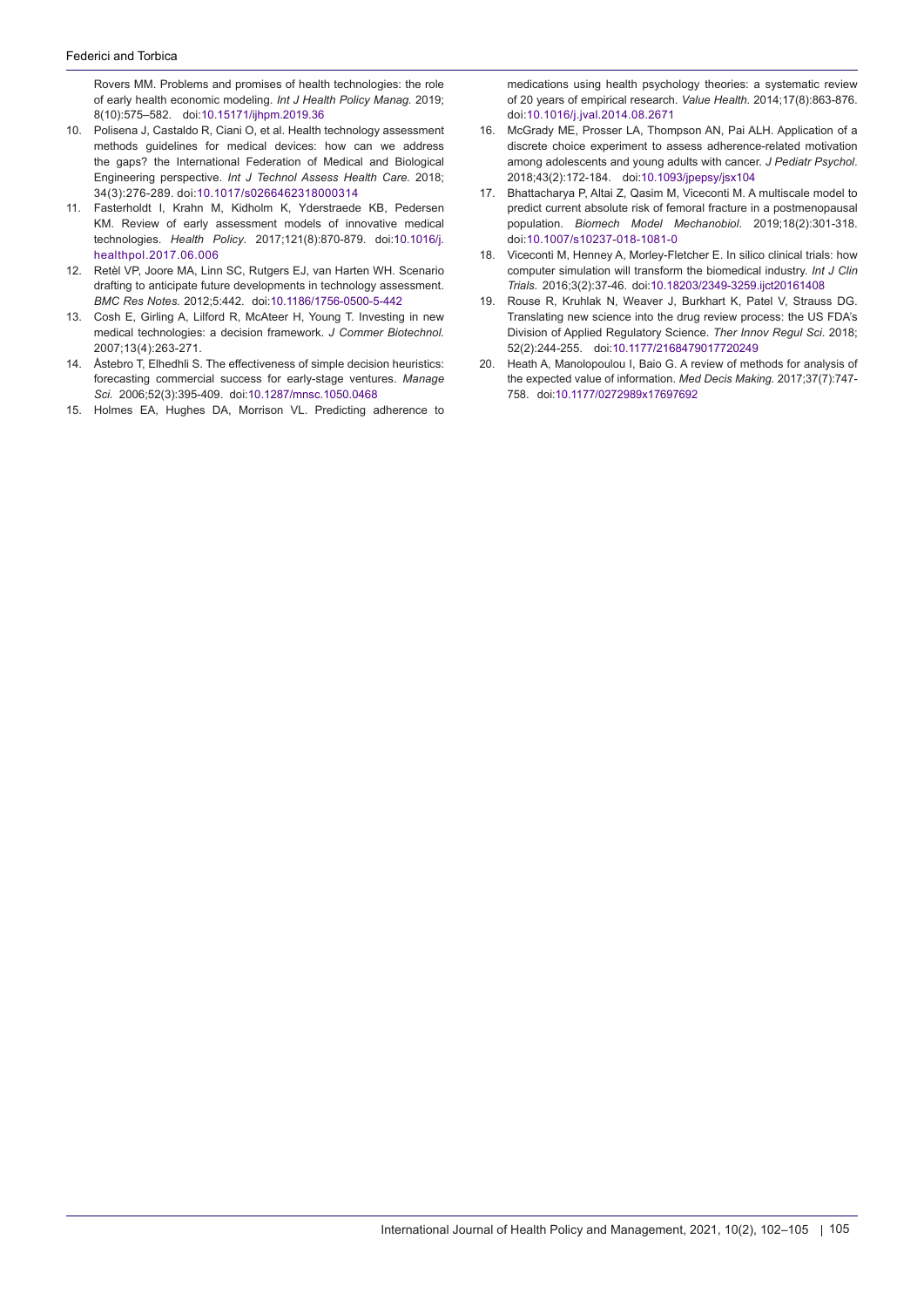Rovers MM. Problems and promises of health technologies: the role of early health economic modeling. *Int J Health Policy Manag.* 2019; 8(10):575–582. doi:10.15171/ijhpm.2019.36

10. Polisena J, Castaldo R, Ciani O, et al. Health technology assessment methods guidelines for medical devices: how can we address the gaps? the International Federation of Medical and Biological Engineering perspective. *Int J Technol Assess Health Care.* 2018; 34(3):276-289. doi:10.1017/s0266462318000314
11. Fasterholdt I, Krahn M, Kidholm K, Yderstraede KB, Pedersen KM. Review of early assessment models of innovative medical technologies. *Health Policy*. 2017;121(8):870-879. doi:10.1016/j.healthpol.2017.06.006
12. Retèl VP, Joore MA, Linn SC, Rutgers EJ, van Harten WH. Scenario drafting to anticipate future developments in technology assessment. *BMC Res Notes.* 2012;5:442. doi:10.1186/1756-0500-5-442
13. Cosh E, Girling A, Lilford R, McAteer H, Young T. Investing in new medical technologies: a decision framework. *J Commer Biotechnol.* 2007;13(4):263-271.
14. Åstebro T, Elhedhli S. The effectiveness of simple decision heuristics: forecasting commercial success for early-stage ventures. *Manage Sci.* 2006;52(3):395-409. doi:10.1287/mnsc.1050.0468
15. Holmes EA, Hughes DA, Morrison VL. Predicting adherence to medications using health psychology theories: a systematic review of 20 years of empirical research. *Value Health.* 2014;17(8):863-876. doi:10.1016/j.jval.2014.08.2671
16. McGrady ME, Prosser LA, Thompson AN, Pai ALH. Application of a discrete choice experiment to assess adherence-related motivation among adolescents and young adults with cancer. *J Pediatr Psychol*. 2018;43(2):172-184. doi:10.1093/jpepsy/jsx104
17. Bhattacharya P, Altai Z, Qasim M, Viceconti M. A multiscale model to predict current absolute risk of femoral fracture in a postmenopausal population. *Biomech Model Mechanobiol*. 2019;18(2):301-318. doi:10.1007/s10237-018-1081-0
18. Viceconti M, Henney A, Morley-Fletcher E. In silico clinical trials: how computer simulation will transform the biomedical industry. *Int J Clin Trials.* 2016;3(2):37-46. doi:10.18203/2349-3259.ijct20161408
19. Rouse R, Kruhlak N, Weaver J, Burkhart K, Patel V, Strauss DG. Translating new science into the drug review process: the US FDA's Division of Applied Regulatory Science. *Ther Innov Regul Sci*. 2018; 52(2):244-255. doi:10.1177/2168479017720249
20. Heath A, Manolopoulou I, Baio G. A review of methods for analysis of the expected value of information. *Med Decis Making.* 2017;37(7):747-758. doi:10.1177/0272989x17697692